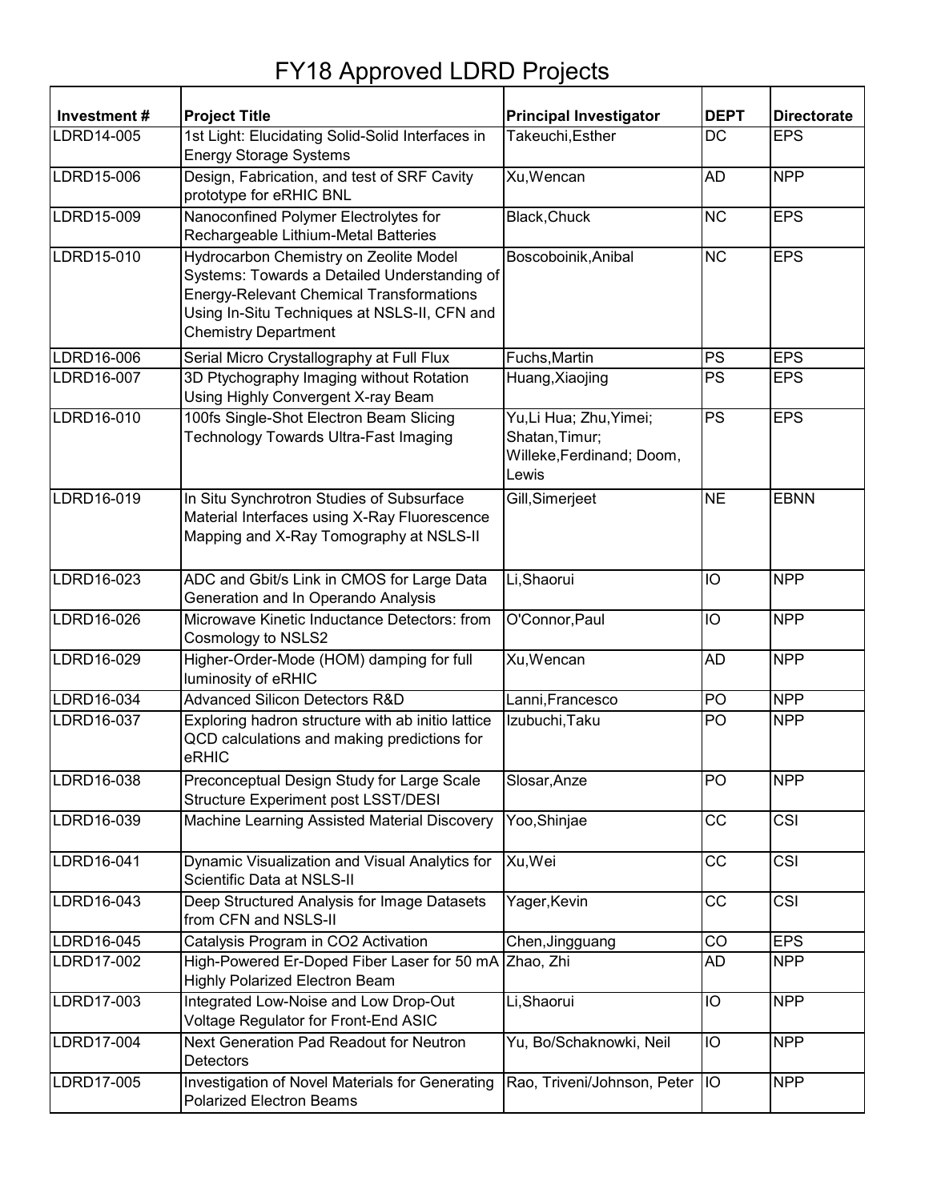# FY18 Approved LDRD Projects

| Investment # | Project Title | Principal Investigator | DEPT | Directorate |
|---|---|---|---|---|
| LDRD14-005 | 1st Light: Elucidating Solid-Solid Interfaces in Energy Storage Systems | Takeuchi,Esther | DC | EPS |
| LDRD15-006 | Design, Fabrication, and test of SRF Cavity prototype for eRHIC BNL | Xu,Wencan | AD | NPP |
| LDRD15-009 | Nanoconfined Polymer Electrolytes for Rechargeable Lithium-Metal Batteries | Black,Chuck | NC | EPS |
| LDRD15-010 | Hydrocarbon Chemistry on Zeolite Model Systems: Towards a Detailed Understanding of Energy-Relevant Chemical Transformations Using In-Situ Techniques at NSLS-II, CFN and Chemistry Department | Boscoboinik,Anibal | NC | EPS |
| LDRD16-006 | Serial Micro Crystallography at Full Flux | Fuchs,Martin | PS | EPS |
| LDRD16-007 | 3D Ptychography Imaging without Rotation Using Highly Convergent X-ray Beam | Huang,Xiaojing | PS | EPS |
| LDRD16-010 | 100fs Single-Shot Electron Beam Slicing Technology Towards Ultra-Fast Imaging | Yu,Li Hua; Zhu,Yimei; Shatan,Timur; Willeke,Ferdinand; Doom, Lewis | PS | EPS |
| LDRD16-019 | In Situ Synchrotron Studies of Subsurface Material Interfaces using X-Ray Fluorescence Mapping and X-Ray Tomography at NSLS-II | Gill,Simerjeet | NE | EBNN |
| LDRD16-023 | ADC and Gbit/s Link in CMOS for Large Data Generation and In Operando Analysis | Li,Shaorui | IO | NPP |
| LDRD16-026 | Microwave Kinetic Inductance Detectors: from Cosmology to NSLS2 | O'Connor,Paul | IO | NPP |
| LDRD16-029 | Higher-Order-Mode (HOM) damping for full luminosity of eRHIC | Xu,Wencan | AD | NPP |
| LDRD16-034 | Advanced Silicon Detectors R&D | Lanni,Francesco | PO | NPP |
| LDRD16-037 | Exploring hadron structure with ab initio lattice QCD calculations and making predictions for eRHIC | Izubuchi,Taku | PO | NPP |
| LDRD16-038 | Preconceptual Design Study for Large Scale Structure Experiment post LSST/DESI | Slosar,Anze | PO | NPP |
| LDRD16-039 | Machine Learning Assisted Material Discovery | Yoo,Shinjae | CC | CSI |
| LDRD16-041 | Dynamic Visualization and Visual Analytics for Scientific Data at NSLS-II | Xu,Wei | CC | CSI |
| LDRD16-043 | Deep Structured Analysis for Image Datasets from CFN and NSLS-II | Yager,Kevin | CC | CSI |
| LDRD16-045 | Catalysis Program in CO2 Activation | Chen,Jingguang | CO | EPS |
| LDRD17-002 | High-Powered Er-Doped Fiber Laser for 50 mA Highly Polarized Electron Beam | Zhao, Zhi | AD | NPP |
| LDRD17-003 | Integrated Low-Noise and Low Drop-Out Voltage Regulator for Front-End ASIC | Li,Shaorui | IO | NPP |
| LDRD17-004 | Next Generation Pad Readout for Neutron Detectors | Yu, Bo/Schaknowki, Neil | IO | NPP |
| LDRD17-005 | Investigation of Novel Materials for Generating Polarized Electron Beams | Rao, Triveni/Johnson, Peter | IO | NPP |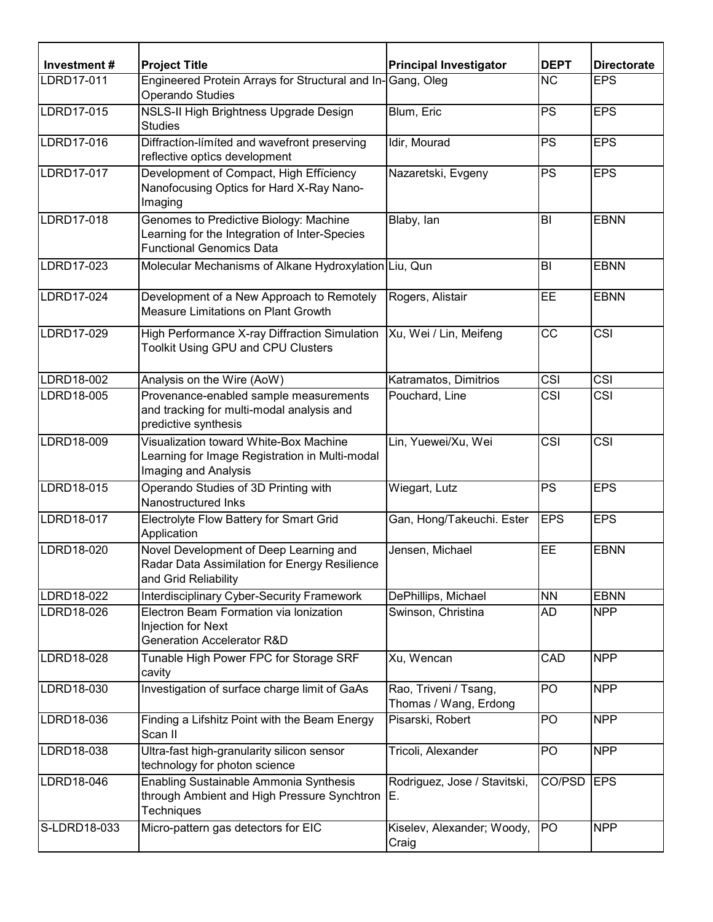| Investment # | Project Title | Principal Investigator | DEPT | Directorate |
|---|---|---|---|---|
| LDRD17-011 | Engineered Protein Arrays for Structural and In-Operando Studies | Gang, Oleg | NC | EPS |
| LDRD17-015 | NSLS-II High Brightness Upgrade Design Studies | Blum, Eric | PS | EPS |
| LDRD17-016 | Diffractíon-límíted and wavefront preserving reflective optìcs development | Idir, Mourad | PS | EPS |
| LDRD17-017 | Development of Compact, High Effíciency Nanofocusing Optics for Hard X-Ray Nano-Imaging | Nazaretski, Evgeny | PS | EPS |
| LDRD17-018 | Genomes to Predictive Biology: Machine Learning for the Integration of Inter-Species Functional Genomics Data | Blaby, Ian | BI | EBNN |
| LDRD17-023 | Molecular Mechanisms of Alkane Hydroxylation | Liu, Qun | BI | EBNN |
| LDRD17-024 | Development of a New Approach to Remotely Measure Limitations on Plant Growth | Rogers, Alistair | EE | EBNN |
| LDRD17-029 | High Performance X-ray Diffraction Simulation Toolkit Using GPU and CPU Clusters | Xu, Wei / Lin, Meifeng | CC | CSI |
| LDRD18-002 | Analysis on the Wire (AoW) | Katramatos, Dimitrios | CSI | CSI |
| LDRD18-005 | Provenance-enabled sample measurements and tracking for multi-modal analysis and predictive synthesis | Pouchard, Line | CSI | CSI |
| LDRD18-009 | Visualization toward White-Box Machine Learning for Image Registration in Multi-modal Imaging and Analysis | Lin, Yuewei/Xu, Wei | CSI | CSI |
| LDRD18-015 | Operando Studies of 3D Printing with Nanostructured Inks | Wiegart, Lutz | PS | EPS |
| LDRD18-017 | Electrolyte Flow Battery for Smart Grid Application | Gan, Hong/Takeuchi. Ester | EPS | EPS |
| LDRD18-020 | Novel Development of Deep Learning and Radar Data Assimilation for Energy Resilience and Grid Reliability | Jensen, Michael | EE | EBNN |
| LDRD18-022 | Interdisciplinary Cyber-Security Framework | DePhillips, Michael | NN | EBNN |
| LDRD18-026 | Electron Beam Formation via Ionization Injection for Next Generation Accelerator R&D | Swinson, Christina | AD | NPP |
| LDRD18-028 | Tunable High Power FPC for Storage SRF cavity | Xu, Wencan | CAD | NPP |
| LDRD18-030 | Investigation of surface charge limit of GaAs | Rao, Triveni / Tsang, Thomas / Wang, Erdong | PO | NPP |
| LDRD18-036 | Finding a Lifshitz Point with the Beam Energy Scan II | Pisarski, Robert | PO | NPP |
| LDRD18-038 | Ultra-fast high-granularity silicon sensor technology for photon science | Tricoli, Alexander | PO | NPP |
| LDRD18-046 | Enabling Sustainable Ammonia Synthesis through Ambient and High Pressure Synchtron Techniques | Rodriguez, Jose / Stavitski, E. | CO/PSD | EPS |
| S-LDRD18-033 | Micro-pattern gas detectors for EIC | Kiselev, Alexander; Woody, Craig | PO | NPP |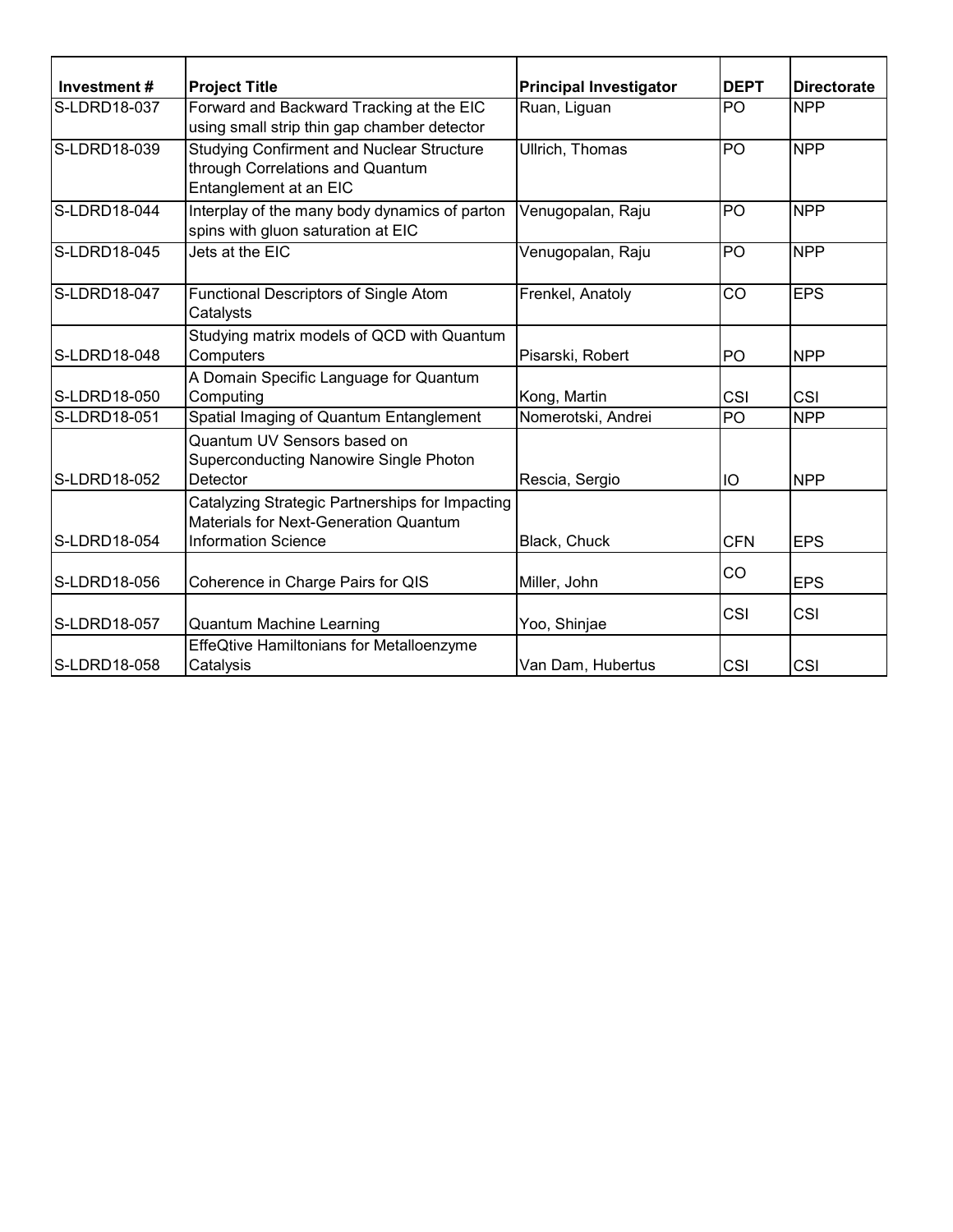| Investment # | Project Title | Principal Investigator | DEPT | Directorate |
|---|---|---|---|---|
| S-LDRD18-037 | Forward and Backward Tracking at the EIC using small strip thin gap chamber detector | Ruan, Liguan | PO | NPP |
| S-LDRD18-039 | Studying Confirment and Nuclear Structure through Correlations and Quantum Entanglement at an EIC | Ullrich, Thomas | PO | NPP |
| S-LDRD18-044 | Interplay of the many body dynamics of parton spins with gluon saturation at EIC | Venugopalan, Raju | PO | NPP |
| S-LDRD18-045 | Jets at the EIC | Venugopalan, Raju | PO | NPP |
| S-LDRD18-047 | Functional Descriptors of Single Atom Catalysts | Frenkel, Anatoly | CO | EPS |
| S-LDRD18-048 | Studying matrix models of QCD with Quantum Computers | Pisarski, Robert | PO | NPP |
| S-LDRD18-050 | A Domain Specific Language for Quantum Computing | Kong, Martin | CSI | CSI |
| S-LDRD18-051 | Spatial Imaging of Quantum Entanglement | Nomerotski, Andrei | PO | NPP |
| S-LDRD18-052 | Quantum UV Sensors based on Superconducting Nanowire Single Photon Detector | Rescia, Sergio | IO | NPP |
| S-LDRD18-054 | Catalyzing Strategic Partnerships for Impacting Materials for Next-Generation Quantum Information Science | Black, Chuck | CFN | EPS |
| S-LDRD18-056 | Coherence in Charge Pairs for QIS | Miller, John | CO | EPS |
| S-LDRD18-057 | Quantum Machine Learning | Yoo, Shinjae | CSI | CSI |
| S-LDRD18-058 | EffeQtive Hamiltonians for Metalloenzyme Catalysis | Van Dam, Hubertus | CSI | CSI |